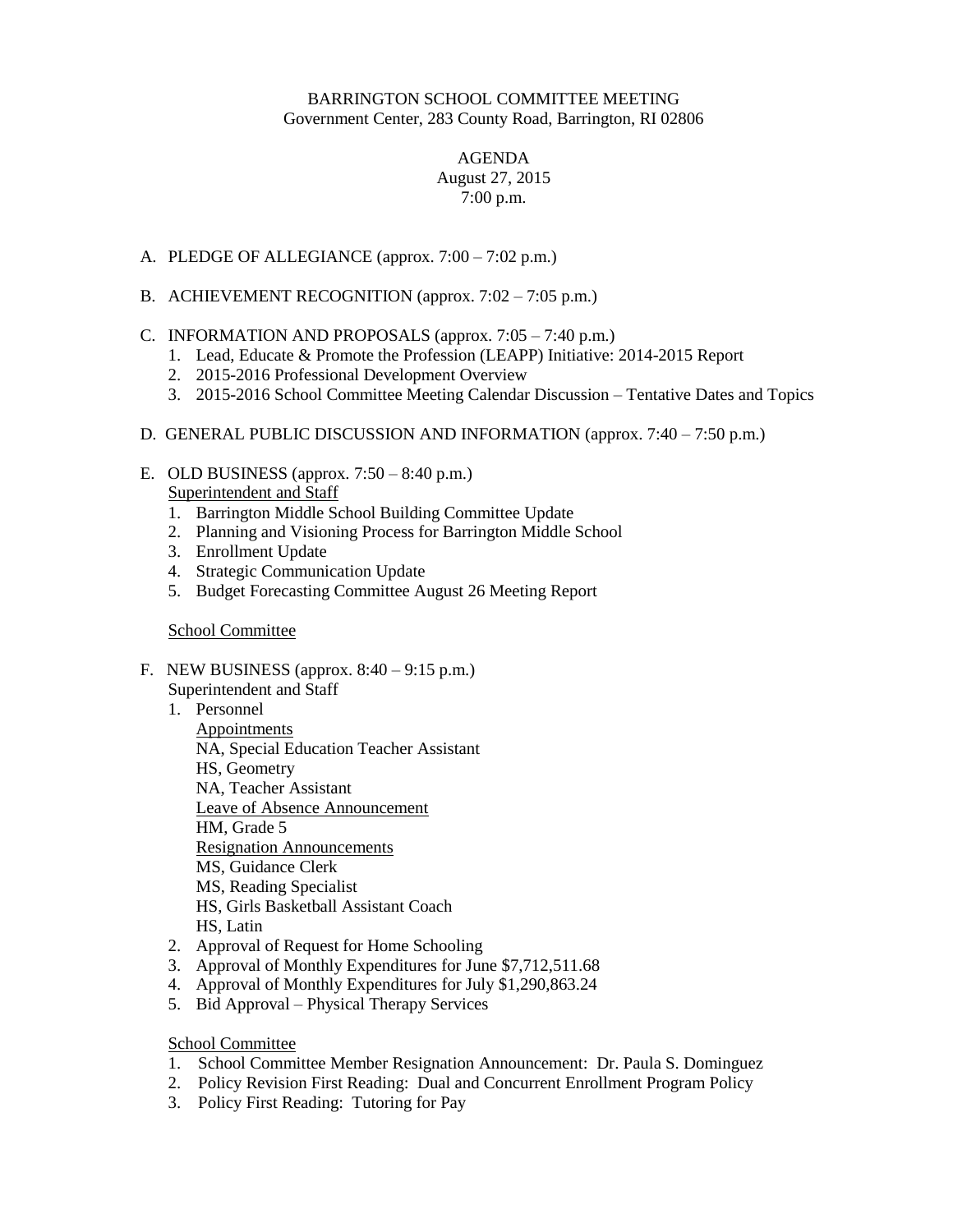BARRINGTON SCHOOL COMMITTEE MEETING
Government Center, 283 County Road, Barrington, RI 02806

AGENDA
August 27, 2015
7:00 p.m.

A. PLEDGE OF ALLEGIANCE (approx. 7:00 – 7:02 p.m.)

B. ACHIEVEMENT RECOGNITION (approx. 7:02 – 7:05 p.m.)

C. INFORMATION AND PROPOSALS (approx. 7:05 – 7:40 p.m.)
   1. Lead, Educate & Promote the Profession (LEAPP) Initiative: 2014-2015 Report
   2. 2015-2016 Professional Development Overview
   3. 2015-2016 School Committee Meeting Calendar Discussion – Tentative Dates and Topics

D. GENERAL PUBLIC DISCUSSION AND INFORMATION (approx. 7:40 – 7:50 p.m.)

E. OLD BUSINESS (approx. 7:50 – 8:40 p.m.)

   Superintendent and Staff
   1. Barrington Middle School Building Committee Update
   2. Planning and Visioning Process for Barrington Middle School
   3. Enrollment Update
   4. Strategic Communication Update
   5. Budget Forecasting Committee August 26 Meeting Report

   School Committee

F. NEW BUSINESS (approx. 8:40 – 9:15 p.m.)

   Superintendent and Staff
   1. Personnel

      Appointments
      NA, Special Education Teacher Assistant
      HS, Geometry
      NA, Teacher Assistant

      Leave of Absence Announcement
      HM, Grade 5

      Resignation Announcements
      MS, Guidance Clerk
      MS, Reading Specialist
      HS, Girls Basketball Assistant Coach
      HS, Latin
   2. Approval of Request for Home Schooling
   3. Approval of Monthly Expenditures for June $7,712,511.68
   4. Approval of Monthly Expenditures for July $1,290,863.24
   5. Bid Approval – Physical Therapy Services

   School Committee
   1. School Committee Member Resignation Announcement: Dr. Paula S. Dominguez
   2. Policy Revision First Reading: Dual and Concurrent Enrollment Program Policy
   3. Policy First Reading: Tutoring for Pay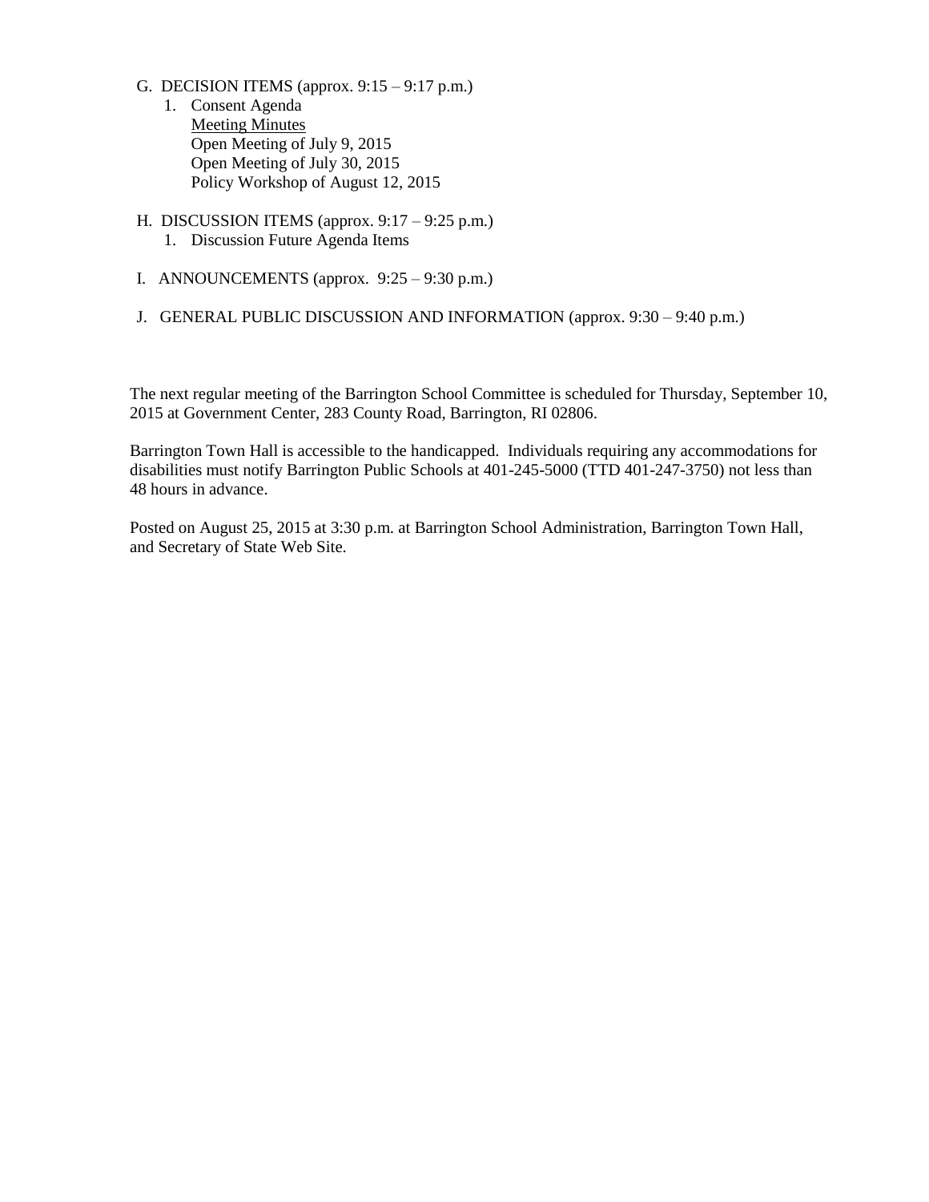G. DECISION ITEMS (approx. 9:15 – 9:17 p.m.)

1. Consent Agenda
   Meeting Minutes
   Open Meeting of July 9, 2015
   Open Meeting of July 30, 2015
   Policy Workshop of August 12, 2015

H. DISCUSSION ITEMS (approx. 9:17 – 9:25 p.m.)

1. Discussion Future Agenda Items

I. ANNOUNCEMENTS (approx. 9:25 – 9:30 p.m.)

J. GENERAL PUBLIC DISCUSSION AND INFORMATION (approx. 9:30 – 9:40 p.m.)

The next regular meeting of the Barrington School Committee is scheduled for Thursday, September 10, 2015 at Government Center, 283 County Road, Barrington, RI 02806.

Barrington Town Hall is accessible to the handicapped. Individuals requiring any accommodations for disabilities must notify Barrington Public Schools at 401-245-5000 (TTD 401-247-3750) not less than 48 hours in advance.

Posted on August 25, 2015 at 3:30 p.m. at Barrington School Administration, Barrington Town Hall, and Secretary of State Web Site.